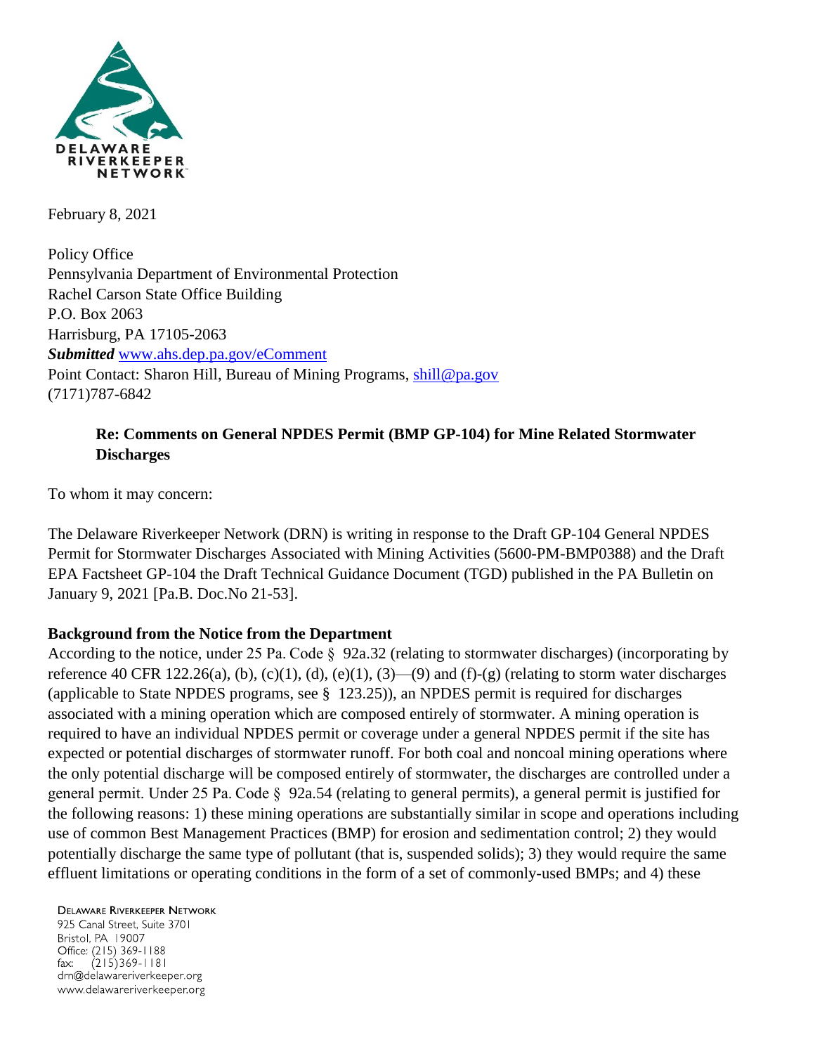February 8, 2021

Policy Office
Pennsylvania Department of Environmental Protection
Rachel Carson State Office Building
P.O. Box 2063
Harrisburg, PA 17105-2063
***Submitted*** www.ahs.dep.pa.gov/eComment
Point Contact: Sharon Hill, Bureau of Mining Programs, shill@pa.gov
(7171)787-6842

**Re: Comments on General NPDES Permit (BMP GP-104) for Mine Related Stormwater Discharges**

To whom it may concern:

The Delaware Riverkeeper Network (DRN) is writing in response to the Draft GP-104 General NPDES Permit for Stormwater Discharges Associated with Mining Activities (5600-PM-BMP0388) and the Draft EPA Factsheet GP-104 the Draft Technical Guidance Document (TGD) published in the PA Bulletin on January 9, 2021 [Pa.B. Doc.No 21-53].

**Background from the Notice from the Department**

According to the notice, under 25 Pa. Code § 92a.32 (relating to stormwater discharges) (incorporating by reference 40 CFR 122.26(a), (b), (c)(1), (d), (e)(1), (3)—(9) and (f)-(g) (relating to storm water discharges (applicable to State NPDES programs, see § 123.25)), an NPDES permit is required for discharges associated with a mining operation which are composed entirely of stormwater. A mining operation is required to have an individual NPDES permit or coverage under a general NPDES permit if the site has expected or potential discharges of stormwater runoff. For both coal and noncoal mining operations where the only potential discharge will be composed entirely of stormwater, the discharges are controlled under a general permit. Under 25 Pa. Code § 92a.54 (relating to general permits), a general permit is justified for the following reasons: 1) these mining operations are substantially similar in scope and operations including use of common Best Management Practices (BMP) for erosion and sedimentation control; 2) they would potentially discharge the same type of pollutant (that is, suspended solids); 3) they would require the same effluent limitations or operating conditions in the form of a set of commonly-used BMPs; and 4) these

DELAWARE RIVERKEEPER NETWORK
925 Canal Street, Suite 3701
Bristol, PA 19007
Office: (215) 369-1188
fax: (215)369-1181
drn@delawareriverkeeper.org
www.delawareriverkeeper.org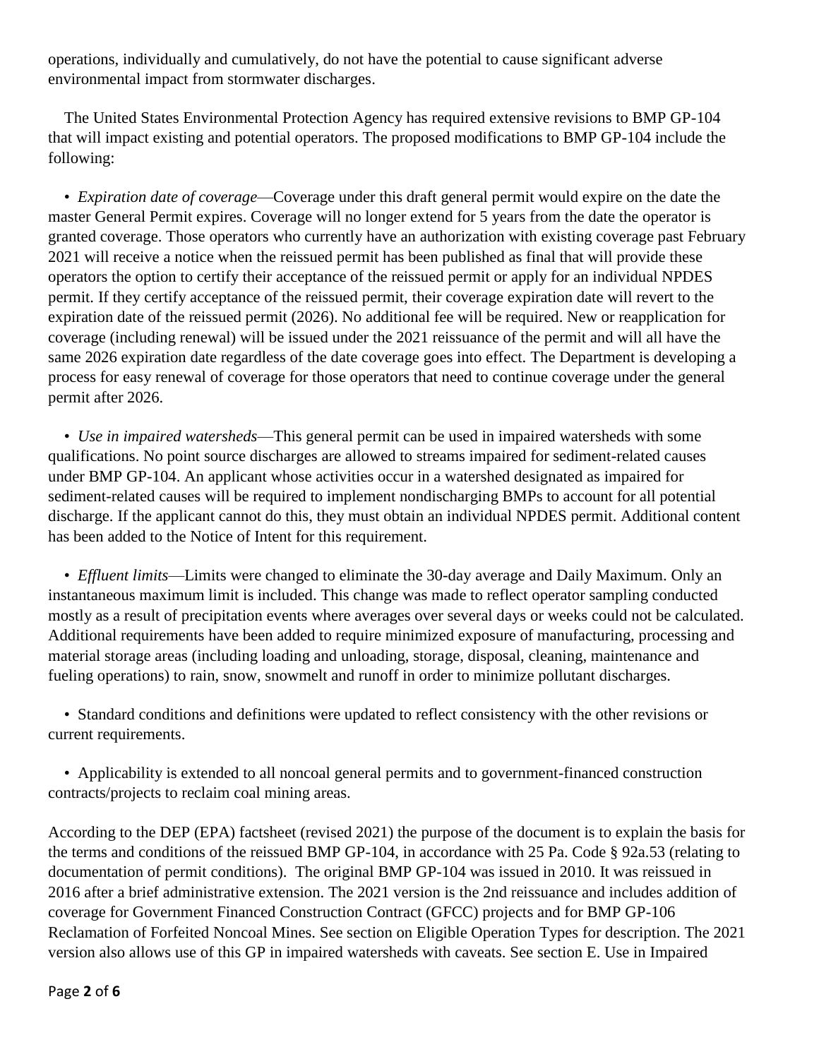operations, individually and cumulatively, do not have the potential to cause significant adverse environmental impact from stormwater discharges.

The United States Environmental Protection Agency has required extensive revisions to BMP GP-104 that will impact existing and potential operators. The proposed modifications to BMP GP-104 include the following:

- *Expiration date of coverage*—Coverage under this draft general permit would expire on the date the master General Permit expires. Coverage will no longer extend for 5 years from the date the operator is granted coverage. Those operators who currently have an authorization with existing coverage past February 2021 will receive a notice when the reissued permit has been published as final that will provide these operators the option to certify their acceptance of the reissued permit or apply for an individual NPDES permit. If they certify acceptance of the reissued permit, their coverage expiration date will revert to the expiration date of the reissued permit (2026). No additional fee will be required. New or reapplication for coverage (including renewal) will be issued under the 2021 reissuance of the permit and will all have the same 2026 expiration date regardless of the date coverage goes into effect. The Department is developing a process for easy renewal of coverage for those operators that need to continue coverage under the general permit after 2026.

- *Use in impaired watersheds*—This general permit can be used in impaired watersheds with some qualifications. No point source discharges are allowed to streams impaired for sediment-related causes under BMP GP-104. An applicant whose activities occur in a watershed designated as impaired for sediment-related causes will be required to implement nondischarging BMPs to account for all potential discharge. If the applicant cannot do this, they must obtain an individual NPDES permit. Additional content has been added to the Notice of Intent for this requirement.

- *Effluent limits*—Limits were changed to eliminate the 30-day average and Daily Maximum. Only an instantaneous maximum limit is included. This change was made to reflect operator sampling conducted mostly as a result of precipitation events where averages over several days or weeks could not be calculated. Additional requirements have been added to require minimized exposure of manufacturing, processing and material storage areas (including loading and unloading, storage, disposal, cleaning, maintenance and fueling operations) to rain, snow, snowmelt and runoff in order to minimize pollutant discharges.

- Standard conditions and definitions were updated to reflect consistency with the other revisions or current requirements.

- Applicability is extended to all noncoal general permits and to government-financed construction contracts/projects to reclaim coal mining areas.

According to the DEP (EPA) factsheet (revised 2021) the purpose of the document is to explain the basis for the terms and conditions of the reissued BMP GP-104, in accordance with 25 Pa. Code § 92a.53 (relating to documentation of permit conditions). The original BMP GP-104 was issued in 2010. It was reissued in 2016 after a brief administrative extension. The 2021 version is the 2nd reissuance and includes addition of coverage for Government Financed Construction Contract (GFCC) projects and for BMP GP-106 Reclamation of Forfeited Noncoal Mines. See section on Eligible Operation Types for description. The 2021 version also allows use of this GP in impaired watersheds with caveats. See section E. Use in Impaired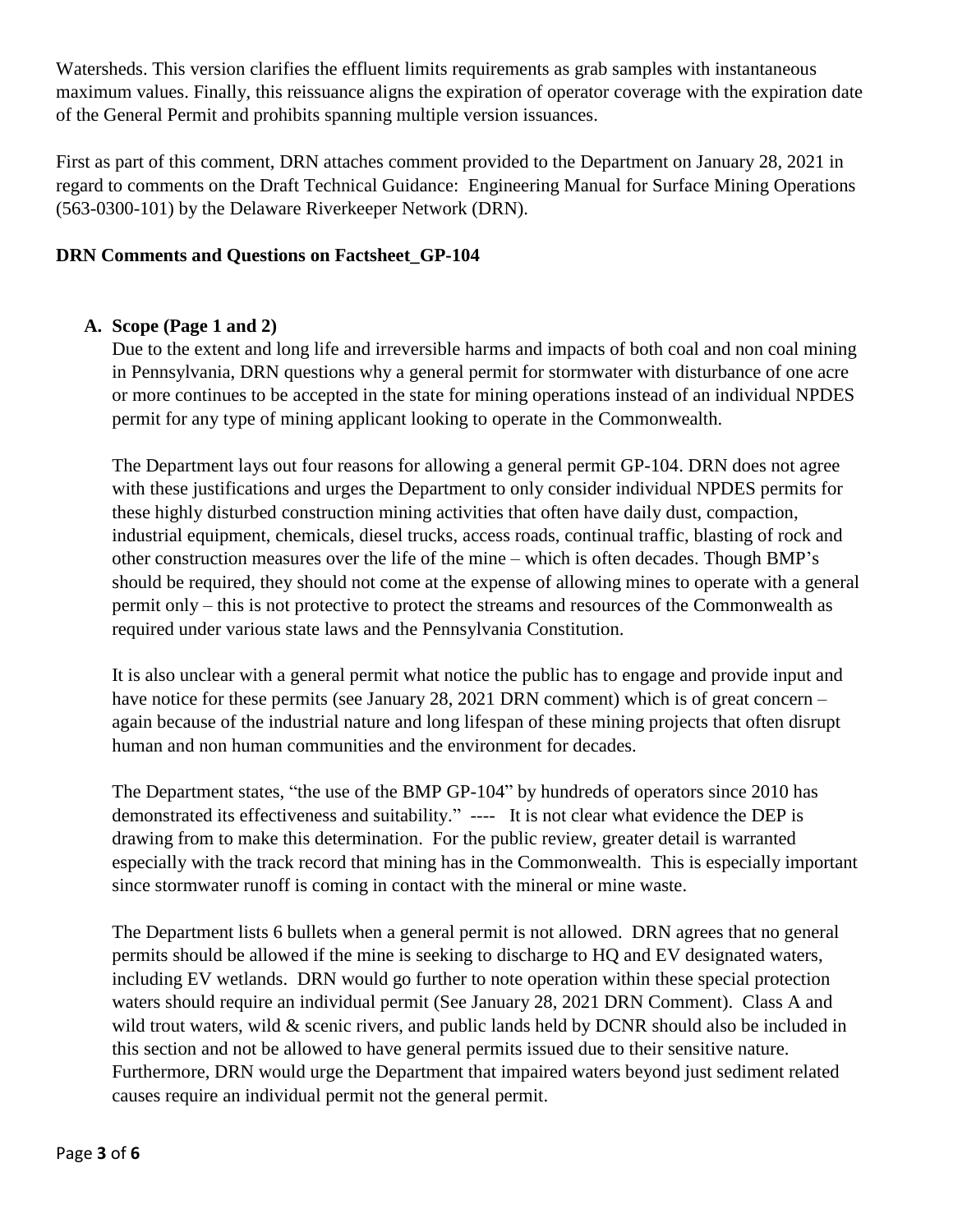Watersheds. This version clarifies the effluent limits requirements as grab samples with instantaneous maximum values. Finally, this reissuance aligns the expiration of operator coverage with the expiration date of the General Permit and prohibits spanning multiple version issuances.

First as part of this comment, DRN attaches comment provided to the Department on January 28, 2021 in regard to comments on the Draft Technical Guidance: Engineering Manual for Surface Mining Operations (563-0300-101) by the Delaware Riverkeeper Network (DRN).

**DRN Comments and Questions on Factsheet_GP-104**

**A. Scope (Page 1 and 2)**

Due to the extent and long life and irreversible harms and impacts of both coal and non coal mining in Pennsylvania, DRN questions why a general permit for stormwater with disturbance of one acre or more continues to be accepted in the state for mining operations instead of an individual NPDES permit for any type of mining applicant looking to operate in the Commonwealth.

The Department lays out four reasons for allowing a general permit GP-104. DRN does not agree with these justifications and urges the Department to only consider individual NPDES permits for these highly disturbed construction mining activities that often have daily dust, compaction, industrial equipment, chemicals, diesel trucks, access roads, continual traffic, blasting of rock and other construction measures over the life of the mine – which is often decades. Though BMP's should be required, they should not come at the expense of allowing mines to operate with a general permit only – this is not protective to protect the streams and resources of the Commonwealth as required under various state laws and the Pennsylvania Constitution.

It is also unclear with a general permit what notice the public has to engage and provide input and have notice for these permits (see January 28, 2021 DRN comment) which is of great concern – again because of the industrial nature and long lifespan of these mining projects that often disrupt human and non human communities and the environment for decades.

The Department states, "the use of the BMP GP-104" by hundreds of operators since 2010 has demonstrated its effectiveness and suitability." ---- It is not clear what evidence the DEP is drawing from to make this determination. For the public review, greater detail is warranted especially with the track record that mining has in the Commonwealth. This is especially important since stormwater runoff is coming in contact with the mineral or mine waste.

The Department lists 6 bullets when a general permit is not allowed. DRN agrees that no general permits should be allowed if the mine is seeking to discharge to HQ and EV designated waters, including EV wetlands. DRN would go further to note operation within these special protection waters should require an individual permit (See January 28, 2021 DRN Comment). Class A and wild trout waters, wild & scenic rivers, and public lands held by DCNR should also be included in this section and not be allowed to have general permits issued due to their sensitive nature. Furthermore, DRN would urge the Department that impaired waters beyond just sediment related causes require an individual permit not the general permit.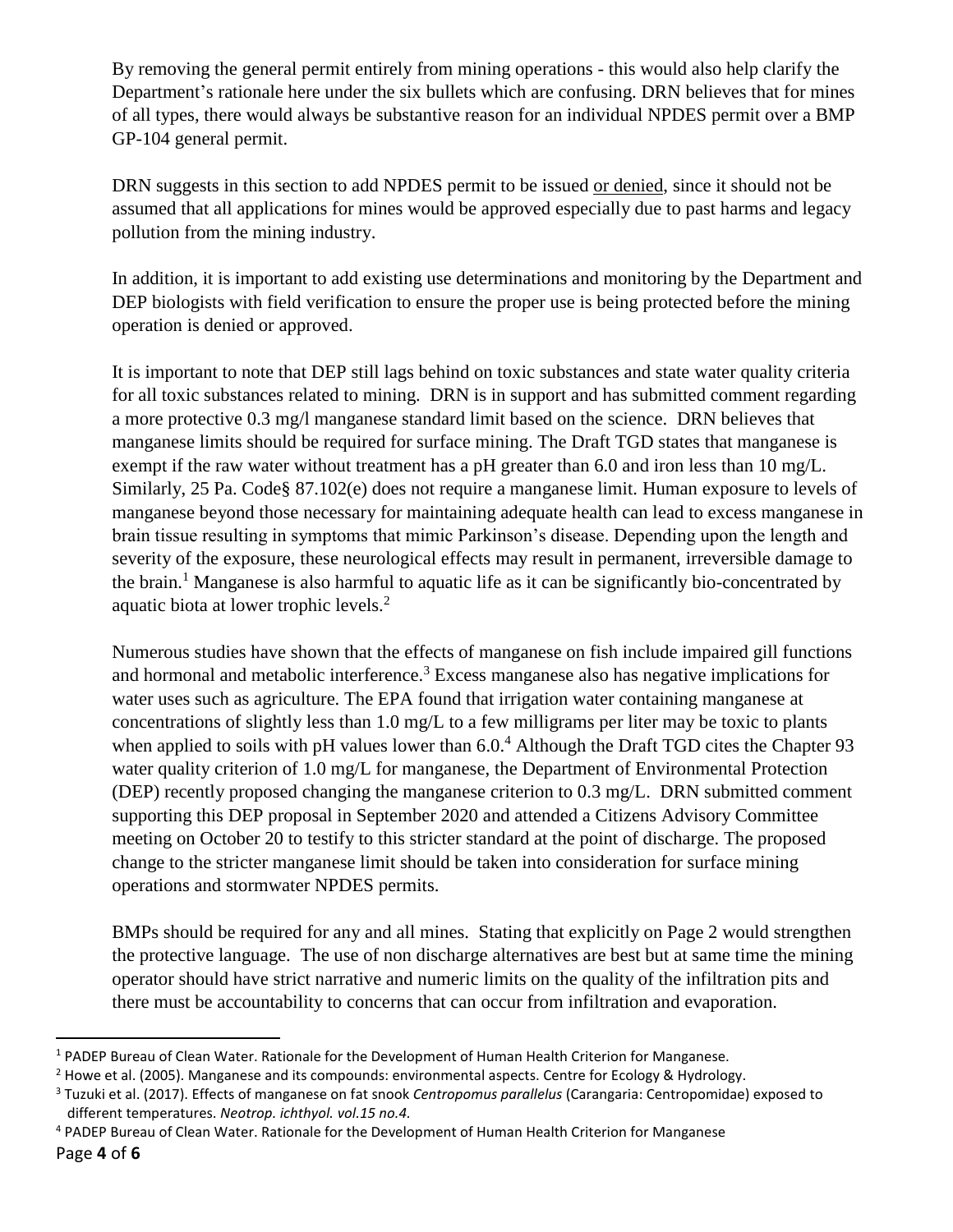By removing the general permit entirely from mining operations - this would also help clarify the Department's rationale here under the six bullets which are confusing. DRN believes that for mines of all types, there would always be substantive reason for an individual NPDES permit over a BMP GP-104 general permit.

DRN suggests in this section to add NPDES permit to be issued <u>or denied</u>, since it should not be assumed that all applications for mines would be approved especially due to past harms and legacy pollution from the mining industry.

In addition, it is important to add existing use determinations and monitoring by the Department and DEP biologists with field verification to ensure the proper use is being protected before the mining operation is denied or approved.

It is important to note that DEP still lags behind on toxic substances and state water quality criteria for all toxic substances related to mining. DRN is in support and has submitted comment regarding a more protective 0.3 mg/l manganese standard limit based on the science. DRN believes that manganese limits should be required for surface mining. The Draft TGD states that manganese is exempt if the raw water without treatment has a pH greater than 6.0 and iron less than 10 mg/L. Similarly, 25 Pa. Code§ 87.102(e) does not require a manganese limit. Human exposure to levels of manganese beyond those necessary for maintaining adequate health can lead to excess manganese in brain tissue resulting in symptoms that mimic Parkinson's disease. Depending upon the length and severity of the exposure, these neurological effects may result in permanent, irreversible damage to the brain.[1] Manganese is also harmful to aquatic life as it can be significantly bio-concentrated by aquatic biota at lower trophic levels.[2]

Numerous studies have shown that the effects of manganese on fish include impaired gill functions and hormonal and metabolic interference.[3] Excess manganese also has negative implications for water uses such as agriculture. The EPA found that irrigation water containing manganese at concentrations of slightly less than 1.0 mg/L to a few milligrams per liter may be toxic to plants when applied to soils with pH values lower than 6.0.[4] Although the Draft TGD cites the Chapter 93 water quality criterion of 1.0 mg/L for manganese, the Department of Environmental Protection (DEP) recently proposed changing the manganese criterion to 0.3 mg/L. DRN submitted comment supporting this DEP proposal in September 2020 and attended a Citizens Advisory Committee meeting on October 20 to testify to this stricter standard at the point of discharge. The proposed change to the stricter manganese limit should be taken into consideration for surface mining operations and stormwater NPDES permits.

BMPs should be required for any and all mines. Stating that explicitly on Page 2 would strengthen the protective language. The use of non discharge alternatives are best but at same time the mining operator should have strict narrative and numeric limits on the quality of the infiltration pits and there must be accountability to concerns that can occur from infiltration and evaporation.

---

[1] PADEP Bureau of Clean Water. Rationale for the Development of Human Health Criterion for Manganese.

[2] Howe et al. (2005). Manganese and its compounds: environmental aspects. Centre for Ecology & Hydrology.

[3] Tuzuki et al. (2017). Effects of manganese on fat snook *Centropomus parallelus* (Carangaria: Centropomidae) exposed to different temperatures. *Neotrop. ichthyol. vol.15 no.4.*

[4] PADEP Bureau of Clean Water. Rationale for the Development of Human Health Criterion for Manganese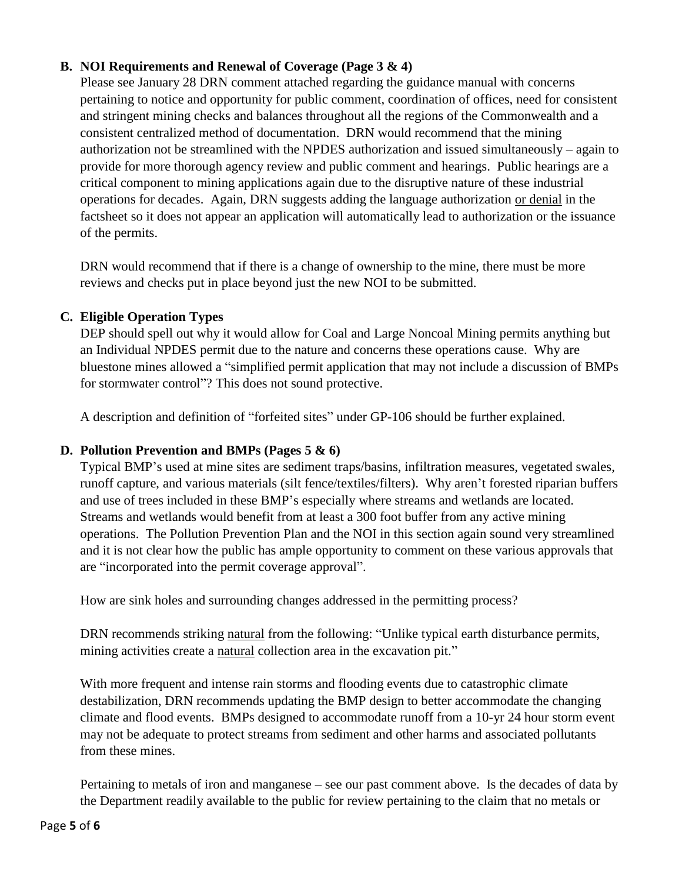## B. NOI Requirements and Renewal of Coverage (Page 3 & 4)

Please see January 28 DRN comment attached regarding the guidance manual with concerns pertaining to notice and opportunity for public comment, coordination of offices, need for consistent and stringent mining checks and balances throughout all the regions of the Commonwealth and a consistent centralized method of documentation. DRN would recommend that the mining authorization not be streamlined with the NPDES authorization and issued simultaneously – again to provide for more thorough agency review and public comment and hearings. Public hearings are a critical component to mining applications again due to the disruptive nature of these industrial operations for decades. Again, DRN suggests adding the language authorization <u>or denial</u> in the factsheet so it does not appear an application will automatically lead to authorization or the issuance of the permits.

DRN would recommend that if there is a change of ownership to the mine, there must be more reviews and checks put in place beyond just the new NOI to be submitted.

## C. Eligible Operation Types

DEP should spell out why it would allow for Coal and Large Noncoal Mining permits anything but an Individual NPDES permit due to the nature and concerns these operations cause. Why are bluestone mines allowed a "simplified permit application that may not include a discussion of BMPs for stormwater control"? This does not sound protective.

A description and definition of "forfeited sites" under GP-106 should be further explained.

## D. Pollution Prevention and BMPs (Pages 5 & 6)

Typical BMP's used at mine sites are sediment traps/basins, infiltration measures, vegetated swales, runoff capture, and various materials (silt fence/textiles/filters). Why aren't forested riparian buffers and use of trees included in these BMP's especially where streams and wetlands are located. Streams and wetlands would benefit from at least a 300 foot buffer from any active mining operations. The Pollution Prevention Plan and the NOI in this section again sound very streamlined and it is not clear how the public has ample opportunity to comment on these various approvals that are "incorporated into the permit coverage approval".

How are sink holes and surrounding changes addressed in the permitting process?

DRN recommends striking <u>natural</u> from the following: "Unlike typical earth disturbance permits, mining activities create a <u>natural</u> collection area in the excavation pit."

With more frequent and intense rain storms and flooding events due to catastrophic climate destabilization, DRN recommends updating the BMP design to better accommodate the changing climate and flood events. BMPs designed to accommodate runoff from a 10-yr 24 hour storm event may not be adequate to protect streams from sediment and other harms and associated pollutants from these mines.

Pertaining to metals of iron and manganese – see our past comment above. Is the decades of data by the Department readily available to the public for review pertaining to the claim that no metals or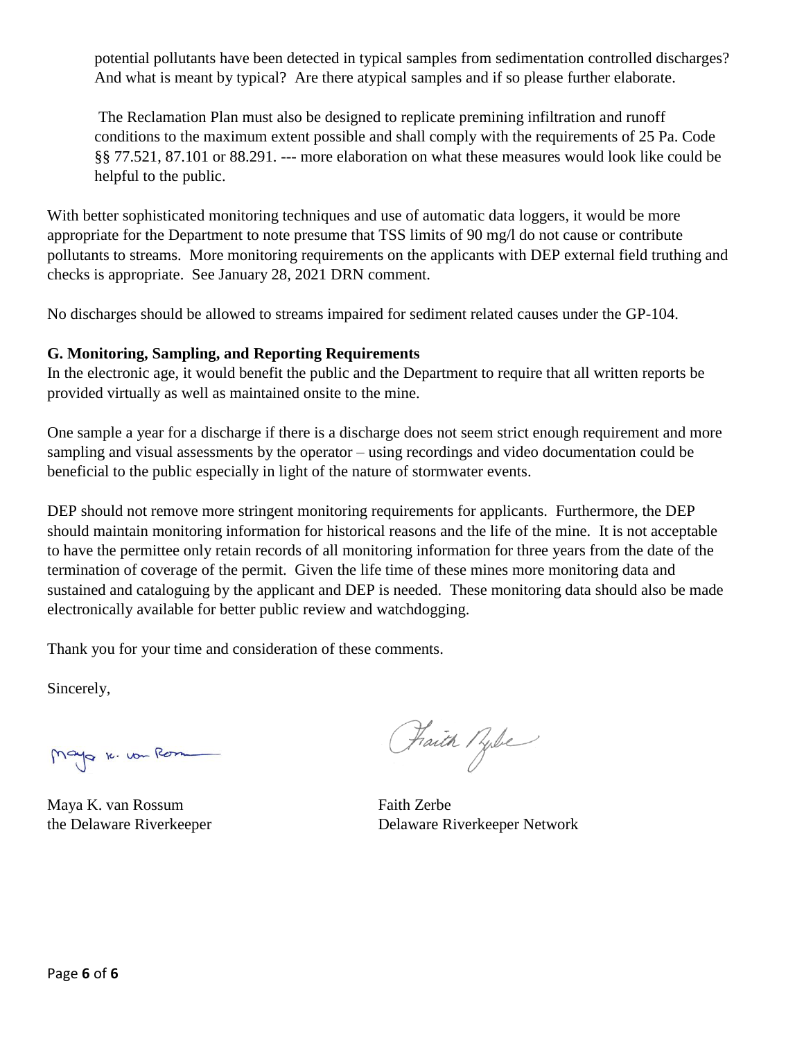potential pollutants have been detected in typical samples from sedimentation controlled discharges? And what is meant by typical? Are there atypical samples and if so please further elaborate.

The Reclamation Plan must also be designed to replicate premining infiltration and runoff conditions to the maximum extent possible and shall comply with the requirements of 25 Pa. Code §§ 77.521, 87.101 or 88.291. --- more elaboration on what these measures would look like could be helpful to the public.

With better sophisticated monitoring techniques and use of automatic data loggers, it would be more appropriate for the Department to note presume that TSS limits of 90 mg/l do not cause or contribute pollutants to streams. More monitoring requirements on the applicants with DEP external field truthing and checks is appropriate. See January 28, 2021 DRN comment.

No discharges should be allowed to streams impaired for sediment related causes under the GP-104.

**G. Monitoring, Sampling, and Reporting Requirements**

In the electronic age, it would benefit the public and the Department to require that all written reports be provided virtually as well as maintained onsite to the mine.

One sample a year for a discharge if there is a discharge does not seem strict enough requirement and more sampling and visual assessments by the operator – using recordings and video documentation could be beneficial to the public especially in light of the nature of stormwater events.

DEP should not remove more stringent monitoring requirements for applicants. Furthermore, the DEP should maintain monitoring information for historical reasons and the life of the mine. It is not acceptable to have the permittee only retain records of all monitoring information for three years from the date of the termination of coverage of the permit. Given the life time of these mines more monitoring data and sustained and cataloguing by the applicant and DEP is needed. These monitoring data should also be made electronically available for better public review and watchdogging.

Thank you for your time and consideration of these comments.

Sincerely,

Maya K. van Rossum
the Delaware Riverkeeper

Faith Zerbe
Delaware Riverkeeper Network